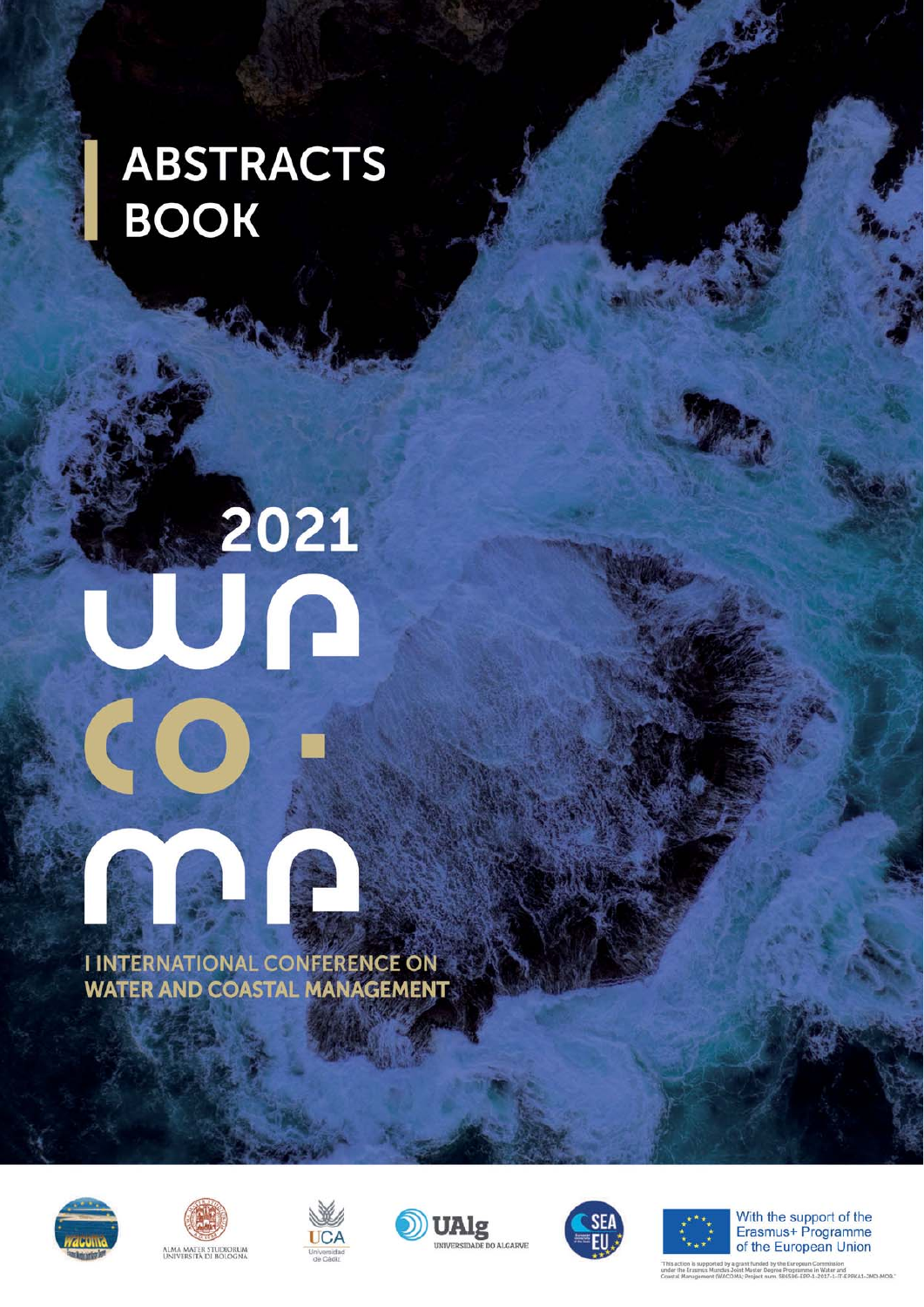# ABSTRACTS BOOK

2021

WACOMA

I INTERNATIONAL CONFERENCE ON WATER AND COASTAL MANAGEMENT

ALMA MATER STUDIORUM UNIVERSITÀ DI BOLOGNA

UCA Universidad de Cádiz

UAlg UNIVERSIDADE DO ALGARVE

SEA EU

With the support of the Erasmus+ Programme of the European Union

"This action is supported by a grant funded by the European Commission under the Erasmus Mundus Joint Master Degree Programme in Water and Coastal Management (WACOMA) Project num. 586596-EPP-1-2017-1-IT-EPPKA1-JMD-MOB."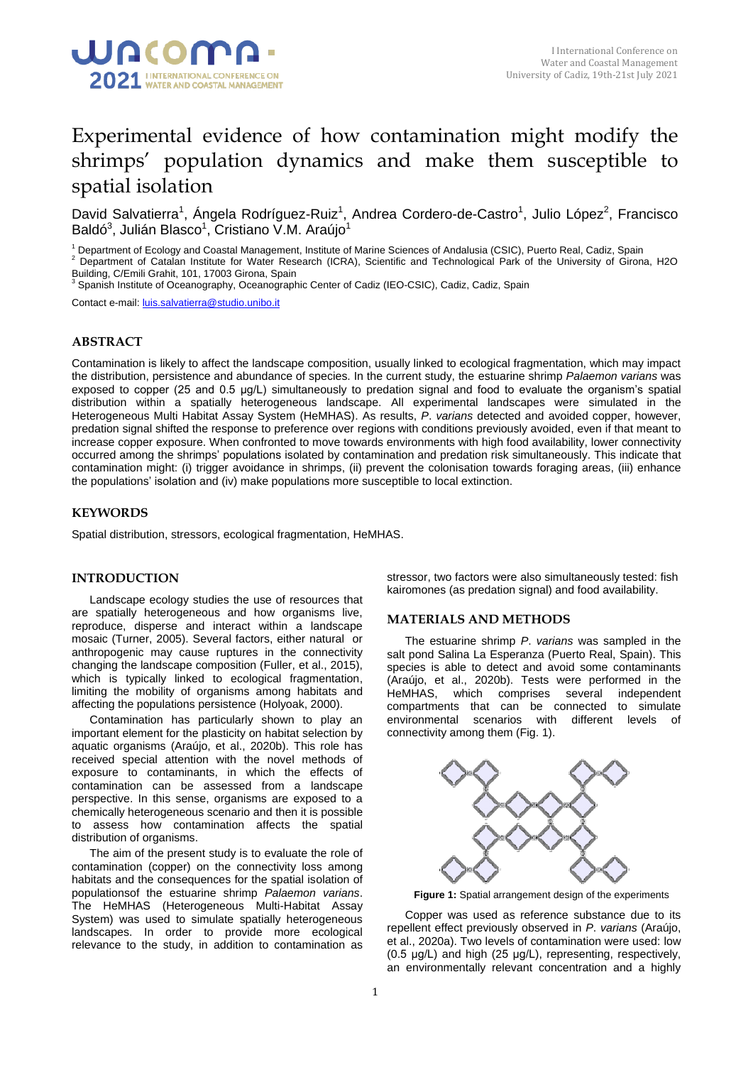# Experimental evidence of how contamination might modify the shrimps' population dynamics and make them susceptible to spatial isolation

David Salvatierra[1], Ángela Rodríguez-Ruiz[1], Andrea Cordero-de-Castro[1], Julio López[2], Francisco Baldó[3], Julián Blasco[1], Cristiano V.M. Araújo[1]

[1] Department of Ecology and Coastal Management, Institute of Marine Sciences of Andalusia (CSIC), Puerto Real, Cadiz, Spain
[2] Department of Catalan Institute for Water Research (ICRA), Scientific and Technological Park of the University of Girona, H2O Building, C/Emili Grahit, 101, 17003 Girona, Spain
[3] Spanish Institute of Oceanography, Oceanographic Center of Cadiz (IEO-CSIC), Cadiz, Cadiz, Spain

Contact e-mail: luis.salvatierra@studio.unibo.it

## ABSTRACT

Contamination is likely to affect the landscape composition, usually linked to ecological fragmentation, which may impact the distribution, persistence and abundance of species. In the current study, the estuarine shrimp *Palaemon varians* was exposed to copper (25 and 0.5 µg/L) simultaneously to predation signal and food to evaluate the organism's spatial distribution within a spatially heterogeneous landscape. All experimental landscapes were simulated in the Heterogeneous Multi Habitat Assay System (HeMHAS). As results, *P. varians* detected and avoided copper, however, predation signal shifted the response to preference over regions with conditions previously avoided, even if that meant to increase copper exposure. When confronted to move towards environments with high food availability, lower connectivity occurred among the shrimps' populations isolated by contamination and predation risk simultaneously. This indicate that contamination might: (i) trigger avoidance in shrimps, (ii) prevent the colonisation towards foraging areas, (iii) enhance the populations' isolation and (iv) make populations more susceptible to local extinction.

## KEYWORDS

Spatial distribution, stressors, ecological fragmentation, HeMHAS.

## INTRODUCTION

Landscape ecology studies the use of resources that are spatially heterogeneous and how organisms live, reproduce, disperse and interact within a landscape mosaic (Turner, 2005). Several factors, either natural or anthropogenic may cause ruptures in the connectivity changing the landscape composition (Fuller, et al., 2015), which is typically linked to ecological fragmentation, limiting the mobility of organisms among habitats and affecting the populations persistence (Holyoak, 2000).

Contamination has particularly shown to play an important element for the plasticity on habitat selection by aquatic organisms (Araújo, et al., 2020b). This role has received special attention with the novel methods of exposure to contaminants, in which the effects of contamination can be assessed from a landscape perspective. In this sense, organisms are exposed to a chemically heterogeneous scenario and then it is possible to assess how contamination affects the spatial distribution of organisms.

The aim of the present study is to evaluate the role of contamination (copper) on the connectivity loss among habitats and the consequences for the spatial isolation of populationsof the estuarine shrimp *Palaemon varians*. The HeMHAS (Heterogeneous Multi-Habitat Assay System) was used to simulate spatially heterogeneous landscapes. In order to provide more ecological relevance to the study, in addition to contamination as stressor, two factors were also simultaneously tested: fish kairomones (as predation signal) and food availability.

## MATERIALS AND METHODS

The estuarine shrimp *P. varians* was sampled in the salt pond Salina La Esperanza (Puerto Real, Spain). This species is able to detect and avoid some contaminants (Araújo, et al., 2020b). Tests were performed in the HeMHAS, which comprises several independent compartments that can be connected to simulate environmental scenarios with different levels of connectivity among them (Fig. 1).

**Figure 1:** Spatial arrangement design of the experiments

Copper was used as reference substance due to its repellent effect previously observed in *P. varians* (Araújo, et al., 2020a). Two levels of contamination were used: low (0.5 µg/L) and high (25 µg/L), representing, respectively, an environmentally relevant concentration and a highly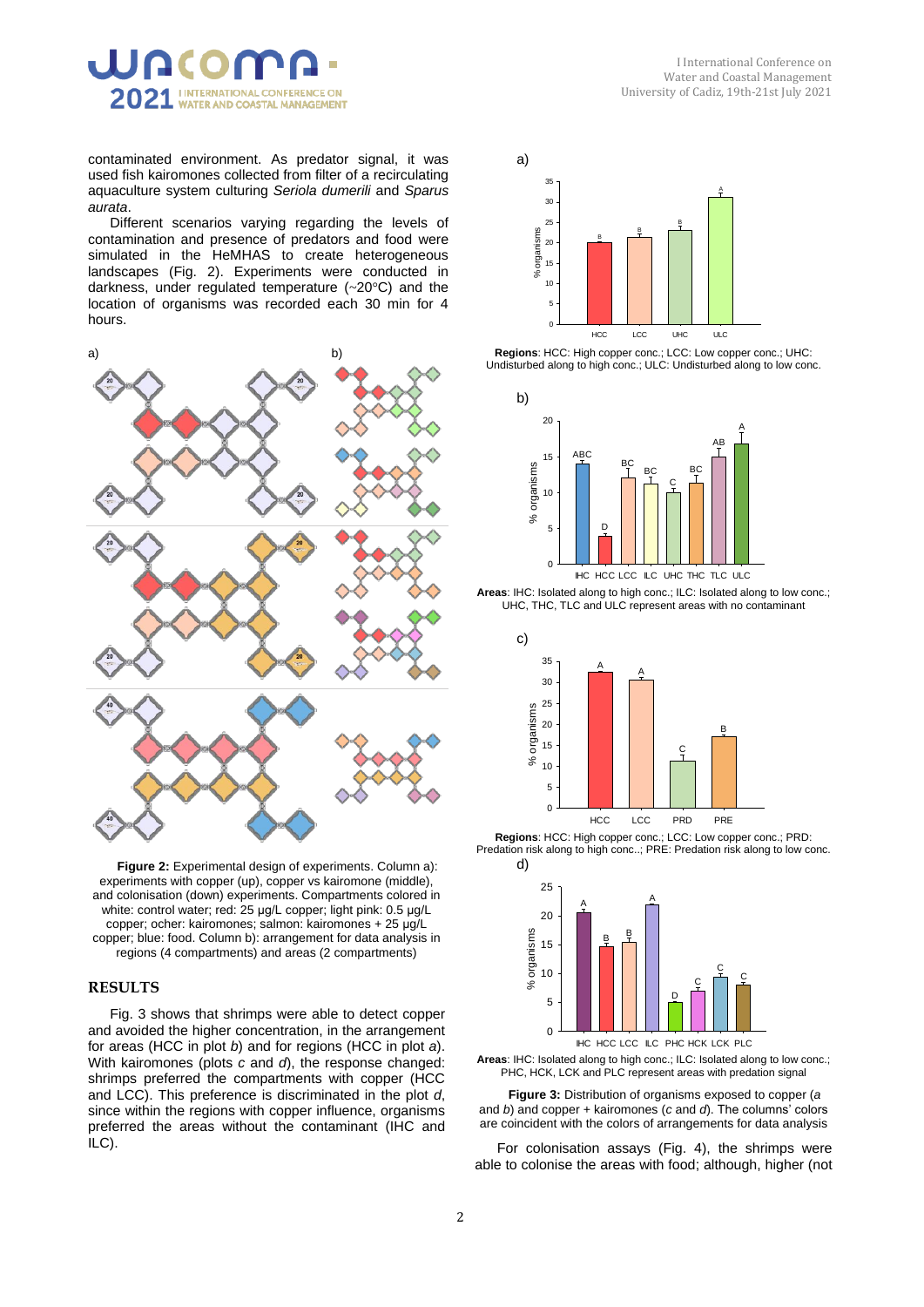contaminated environment. As predator signal, it was used fish kairomones collected from filter of a recirculating aquaculture system culturing *Seriola dumerili* and *Sparus aurata*.

Different scenarios varying regarding the levels of contamination and presence of predators and food were simulated in the HeMHAS to create heterogeneous landscapes (Fig. 2). Experiments were conducted in darkness, under regulated temperature (~20°C) and the location of organisms was recorded each 30 min for 4 hours.

**Figure 2:** Experimental design of experiments. Column a): experiments with copper (up), copper vs kairomone (middle), and colonisation (down) experiments. Compartments colored in white: control water; red: 25 µg/L copper; light pink: 0.5 µg/L copper; ocher: kairomones; salmon: kairomones + 25 µg/L copper; blue: food. Column b): arrangement for data analysis in regions (4 compartments) and areas (2 compartments)

## RESULTS

Fig. 3 shows that shrimps were able to detect copper and avoided the higher concentration, in the arrangement for areas (HCC in plot *b*) and for regions (HCC in plot *a*). With kairomones (plots *c* and *d*), the response changed: shrimps preferred the compartments with copper (HCC and LCC). This preference is discriminated in the plot *d*, since within the regions with copper influence, organisms preferred the areas without the contaminant (IHC and ILC).

**Regions**: HCC: High copper conc.; LCC: Low copper conc.; UHC: Undisturbed along to high conc.; ULC: Undisturbed along to low conc.

**Areas**: IHC: Isolated along to high conc.; ILC: Isolated along to low conc.; UHC, THC, TLC and ULC represent areas with no contaminant

**Regions**: HCC: High copper conc.; LCC: Low copper conc.; PRD: Predation risk along to high conc..; PRE: Predation risk along to low conc.

**Areas**: IHC: Isolated along to high conc.; ILC: Isolated along to low conc.; PHC, HCK, LCK and PLC represent areas with predation signal

**Figure 3:** Distribution of organisms exposed to copper (*a* and *b*) and copper + kairomones (*c* and *d*). The columns' colors are coincident with the colors of arrangements for data analysis

For colonisation assays (Fig. 4), the shrimps were able to colonise the areas with food; although, higher (not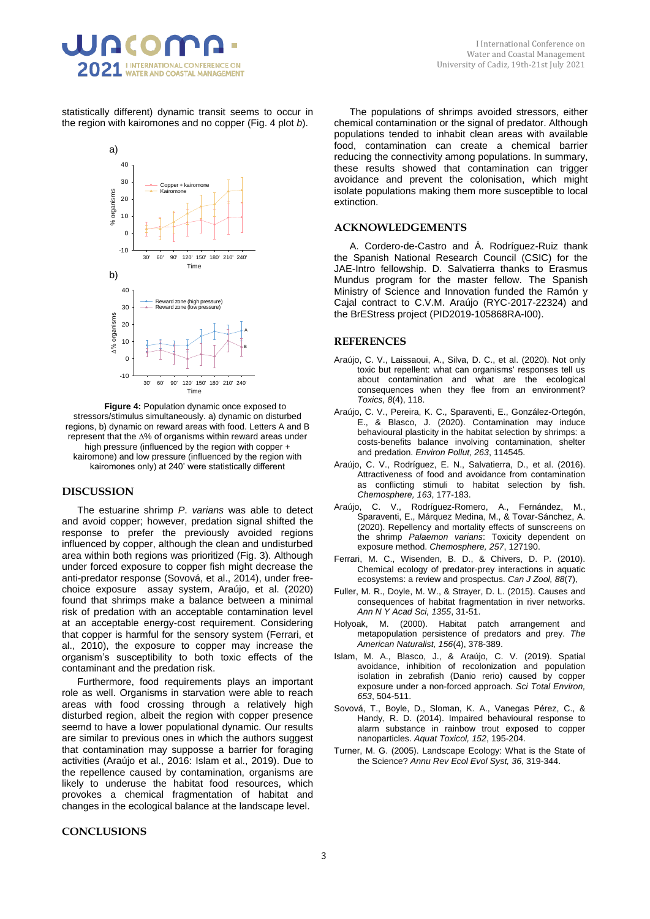statistically different) dynamic transit seems to occur in the region with kairomones and no copper (Fig. 4 plot *b*).

a)

40
30
20
10
0
-10

% organisms

Copper + kairomone
Kairomone

30' 60' 90' 120' 150' 180' 210' 240'
Time

b)

40
30
20
10
0
-10

Δ% organisms

Reward zone (high pressure)
Reward zone (low pressure)

A
B

30' 60' 90' 120' 150' 180' 210' 240'
Time

**Figure 4:** Population dynamic once exposed to stressors/stimulus simultaneously. a) dynamic on disturbed regions, b) dynamic on reward areas with food. Letters A and B represent that the Δ% of organisms within reward areas under high pressure (influenced by the region with copper + kairomone) and low pressure (influenced by the region with kairomones only) at 240' were statistically different

## DISCUSSION

The estuarine shrimp *P. varians* was able to detect and avoid copper; however, predation signal shifted the response to prefer the previously avoided regions influenced by copper, although the clean and undisturbed area within both regions was prioritized (Fig. 3). Although under forced exposure to copper fish might decrease the anti-predator response (Sovová, et al., 2014), under free-choice exposure assay system, Araújo, et al. (2020) found that shrimps make a balance between a minimal risk of predation with an acceptable contamination level at an acceptable energy-cost requirement. Considering that copper is harmful for the sensory system (Ferrari, et al., 2010), the exposure to copper may increase the organism's susceptibility to both toxic effects of the contaminant and the predation risk.

Furthermore, food requirements plays an important role as well. Organisms in starvation were able to reach areas with food crossing through a relatively high disturbed region, albeit the region with copper presence seemd to have a lower populational dynamic. Our results are similar to previous ones in which the authors suggest that contamination may supposse a barrier for foraging activities (Araújo et al., 2016: Islam et al., 2019). Due to the repellence caused by contamination, organisms are likely to underuse the habitat food resources, which provokes a chemical fragmentation of habitat and changes in the ecological balance at the landscape level.

## CONCLUSIONS

The populations of shrimps avoided stressors, either chemical contamination or the signal of predator. Although populations tended to inhabit clean areas with available food, contamination can create a chemical barrier reducing the connectivity among populations. In summary, these results showed that contamination can trigger avoidance and prevent the colonisation, which might isolate populations making them more susceptible to local extinction.

## ACKNOWLEDGEMENTS

A. Cordero-de-Castro and Á. Rodríguez-Ruiz thank the Spanish National Research Council (CSIC) for the JAE-Intro fellowship. D. Salvatierra thanks to Erasmus Mundus program for the master fellow. The Spanish Ministry of Science and Innovation funded the Ramón y Cajal contract to C.V.M. Araújo (RYC-2017-22324) and the BrEStress project (PID2019-105868RA-I00).

## REFERENCES

Araújo, C. V., Laissaoui, A., Silva, D. C., et al. (2020). Not only toxic but repellent: what can organisms' responses tell us about contamination and what are the ecological consequences when they flee from an environment? *Toxics, 8*(4), 118.

Araújo, C. V., Pereira, K. C., Sparaventi, E., González-Ortegón, E., & Blasco, J. (2020). Contamination may induce behavioural plasticity in the habitat selection by shrimps: a costs-benefits balance involving contamination, shelter and predation. *Environ Pollut, 263*, 114545.

Araújo, C. V., Rodríguez, E. N., Salvatierra, D., et al. (2016). Attractiveness of food and avoidance from contamination as conflicting stimuli to habitat selection by fish. *Chemosphere, 163*, 177-183.

Araújo, C. V., Rodríguez-Romero, A., Fernández, M., Sparaventi, E., Márquez Medina, M., & Tovar-Sánchez, A. (2020). Repellency and mortality effects of sunscreens on the shrimp *Palaemon varians*: Toxicity dependent on exposure method. *Chemosphere, 257*, 127190.

Ferrari, M. C., Wisenden, B. D., & Chivers, D. P. (2010). Chemical ecology of predator-prey interactions in aquatic ecosystems: a review and prospectus. *Can J Zool, 88*(7),

Fuller, M. R., Doyle, M. W., & Strayer, D. L. (2015). Causes and consequences of habitat fragmentation in river networks. *Ann N Y Acad Sci, 1355*, 31-51.

Holyoak, M. (2000). Habitat patch arrangement and metapopulation persistence of predators and prey. *The American Naturalist, 156*(4), 378-389.

Islam, M. A., Blasco, J., & Araújo, C. V. (2019). Spatial avoidance, inhibition of recolonization and population isolation in zebrafish (Danio rerio) caused by copper exposure under a non-forced approach. *Sci Total Environ, 653*, 504-511.

Sovová, T., Boyle, D., Sloman, K. A., Vanegas Pérez, C., & Handy, R. D. (2014). Impaired behavioural response to alarm substance in rainbow trout exposed to copper nanoparticles. *Aquat Toxicol, 152*, 195-204.

Turner, M. G. (2005). Landscape Ecology: What is the State of the Science? *Annu Rev Ecol Evol Syst, 36*, 319-344.